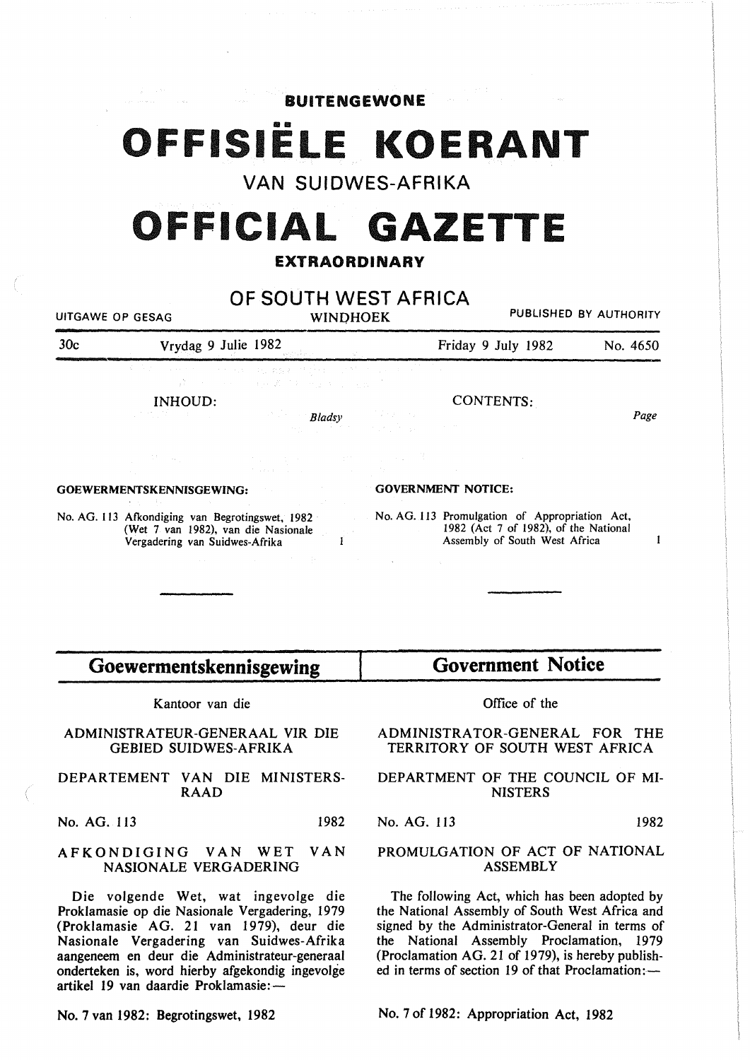# BUITENGEWONE

# OFFISIËLE KOERANT

## VAN SUIDWES-AFRIKA

# OFFICIAL GAZETTE

## EXTRAORDINARY

## OF SOUTH WEST AFRICA

UITGAWE OP GESAG — WINDHOEK — PUBLISHED BY AUTHORITY

30c — Vrydag 9 Julie 1982 — Friday 9 July 1982 — No. 4650

INHOUD: *Bladsy*

**GOEWERMENTSKENNISGEWING:**

No. AG. 113 Afkondiging van Begrotingswet, 1982 (Wet 7 van 1982), van die Nasionale Vergadering van Suidwes-Afrika — 1

CONTENTS: *Page*

**GOVERNMENT NOTICE:**

No. AG. 113 Promulgation of Appropriation Act, 1982 (Act 7 of 1982), of the National Assembly of South West Africa — 1

---

## Goewermentskennisgewing

Kantoor van die

ADMINISTRATEUR-GENERAAL VIR DIE GEBIED SUIDWES-AFRIKA

DEPARTEMENT VAN DIE MINISTERSRAAD

No. AG. 113 — 1982

AFKONDIGING VAN WET VAN NASIONALE VERGADERING

Die volgende Wet, wat ingevolge die Proklamasie op die Nasionale Vergadering, 1979 (Proklamasie AG. 21 van 1979), deur die Nasionale Vergadering van Suidwes-Afrika aangeneem en deur die Administrateur-generaal onderteken is, word hierby afgekondig ingevolge artikel 19 van daardie Proklamasie: —

No. 7 van 1982: Begrotingswet, 1982

## Government Notice

Office of the

ADMINISTRATOR-GENERAL FOR THE TERRITORY OF SOUTH WEST AFRICA

DEPARTMENT OF THE COUNCIL OF MINISTERS

No. AG. 113 — 1982

PROMULGATION OF ACT OF NATIONAL ASSEMBLY

The following Act, which has been adopted by the National Assembly of South West Africa and signed by the Administrator-General in terms of the National Assembly Proclamation, 1979 (Proclamation AG. 21 of 1979), is hereby published in terms of section 19 of that Proclamation: —

No. 7 of 1982: Appropriation Act, 1982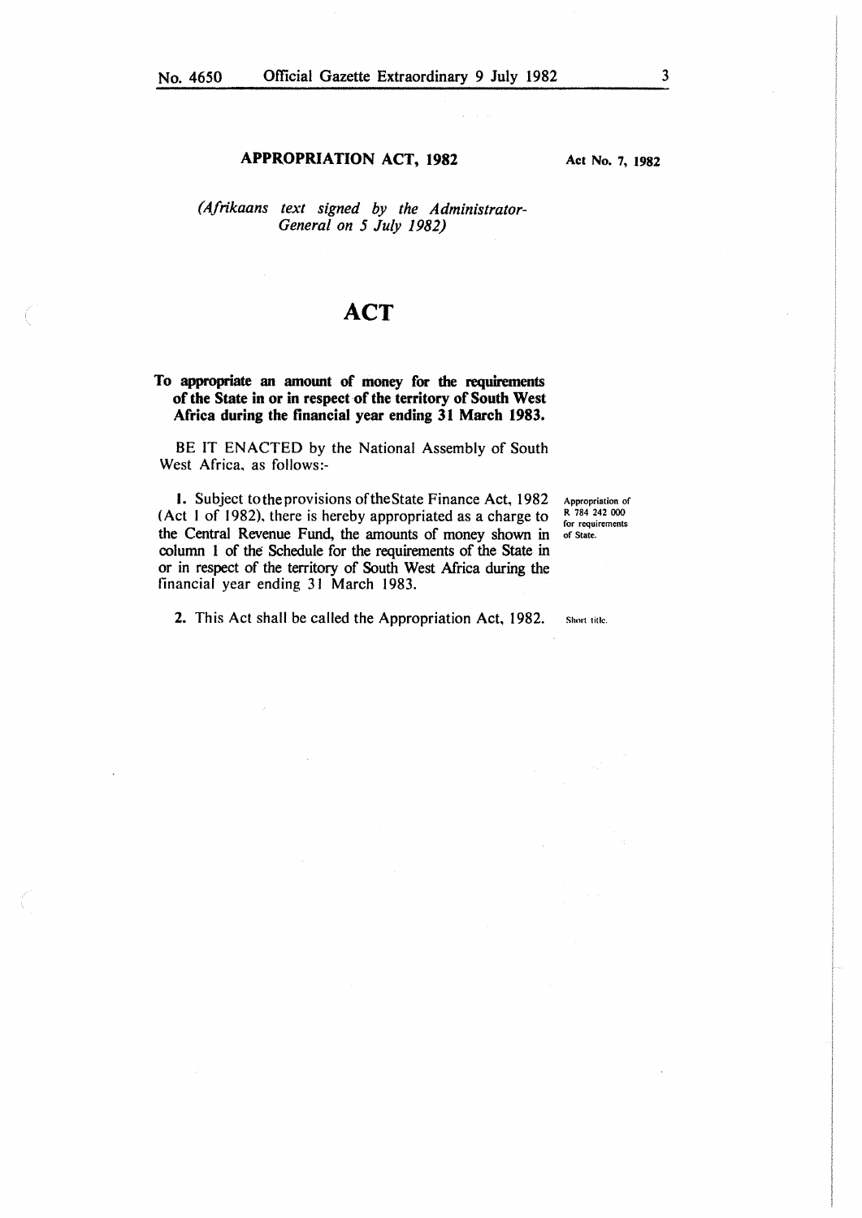**APPROPRIATION ACT, 1982** — **Act No. 7, 1982**

*(Afrikaans text signed by the Administrator-General on 5 July 1982)*

# ACT

**To appropriate an amount of money for the requirements of the State in or in respect of the territory of South West Africa during the financial year ending 31 March 1983.**

BE IT ENACTED by the National Assembly of South West Africa, as follows:-

Appropriation of R 784 242 000 for requirements of State.

**1.** Subject to the provisions of the State Finance Act, 1982 (Act 1 of 1982), there is hereby appropriated as a charge to the Central Revenue Fund, the amounts of money shown in column 1 of the Schedule for the requirements of the State in or in respect of the territory of South West Africa during the financial year ending 31 March 1983.

Short title.

**2.** This Act shall be called the Appropriation Act, 1982.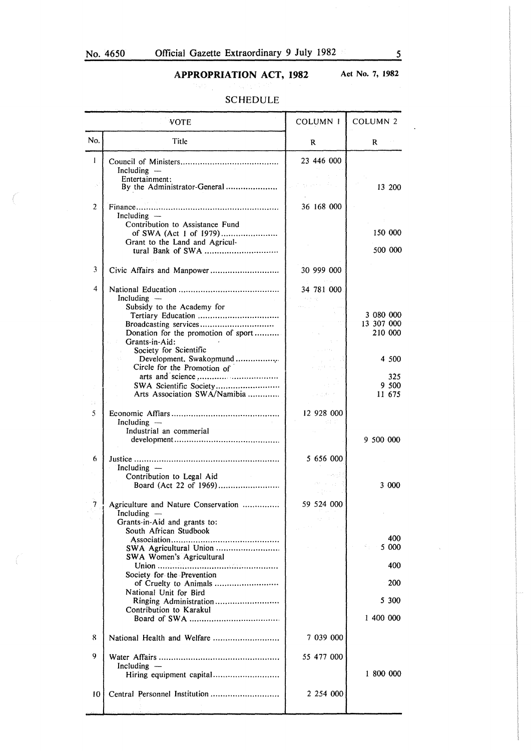## APPROPRIATION ACT, 1982

Act No. 7, 1982

### SCHEDULE

| VOTE | | COLUMN 1 | COLUMN 2 |
|---|---|---|---|
| No. | Title | R | R |
| 1 | Council of Ministers | 23 446 000 | |
| | Including — Entertainment: By the Administrator-General | | 13 200 |
| 2 | Finance | 36 168 000 | |
| | Including — Contribution to Assistance Fund of SWA (Act 1 of 1979) | | 150 000 |
| | Grant to the Land and Agricultural Bank of SWA | | 500 000 |
| 3 | Civic Affairs and Manpower | 30 999 000 | |
| 4 | National Education | 34 781 000 | |
| | Including — Subsidy to the Academy for Tertiary Education | | 3 080 000 |
| | Broadcasting services | | 13 307 000 |
| | Donation for the promotion of sport | | 210 000 |
| | Grants-in-Aid: Society for Scientific Development, Swakopmund | | 4 500 |
| | Circle for the Promotion of arts and science | | 325 |
| | SWA Scientific Society | | 9 500 |
| | Arts Association SWA/Namibia | | 11 675 |
| 5 | Economic Affairs | 12 928 000 | |
| | Including — Industrial an commerial development | | 9 500 000 |
| 6 | Justice | 5 656 000 | |
| | Including — Contribution to Legal Aid Board (Act 22 of 1969) | | 3 000 |
| 7 | Agriculture and Nature Conservation | 59 524 000 | |
| | Including — Grants-in-Aid and grants to: South African Studbook Association | | 400 |
| | SWA Agricultural Union | | 5 000 |
| | SWA Women's Agricultural Union | | 400 |
| | Society for the Prevention of Cruelty to Animals | | 200 |
| | National Unit for Bird Ringing Administration | | 5 300 |
| | Contribution to Karakul Board of SWA | | 1 400 000 |
| 8 | National Health and Welfare | 7 039 000 | |
| 9 | Water Affairs | 55 477 000 | |
| | Including — Hiring equipment capital | | 1 800 000 |
| 10 | Central Personnel Institution | 2 254 000 | |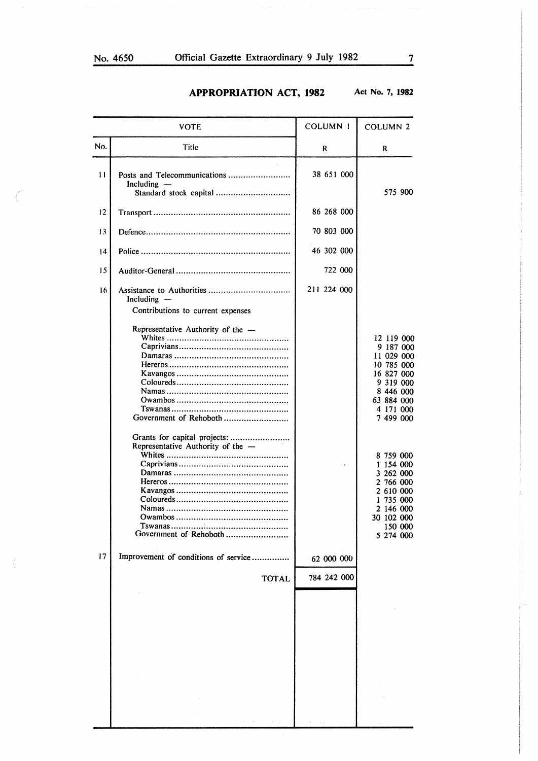## APPROPRIATION ACT, 1982

Act No. 7, 1982

| VOTE | | COLUMN 1 | COLUMN 2 |
|---|---|---|---|
| No. | Title | R | R |
| 11 | Posts and Telecommunications | 38 651 000 | |
| | Including — | | |
| | Standard stock capital | | 575 900 |
| 12 | Transport | 86 268 000 | |
| 13 | Defence | 70 803 000 | |
| 14 | Police | 46 302 000 | |
| 15 | Auditor-General | 722 000 | |
| 16 | Assistance to Authorities | 211 224 000 | |
| | Including — | | |
| | Contributions to current expenses | | |
| | Representative Authority of the — | | |
| | Whites | | 12 119 000 |
| | Caprivians | | 9 187 000 |
| | Damaras | | 11 029 000 |
| | Hereros | | 10 785 000 |
| | Kavangos | | 16 827 000 |
| | Coloureds | | 9 319 000 |
| | Namas | | 8 446 000 |
| | Owambos | | 63 884 000 |
| | Tswanas | | 4 171 000 |
| | Government of Rehoboth | | 7 499 000 |
| | Grants for capital projects: | | |
| | Representative Authority of the — | | |
| | Whites | | 8 759 000 |
| | Caprivians | | 1 154 000 |
| | Damaras | | 3 262 000 |
| | Hereros | | 2 766 000 |
| | Kavangos | | 2 610 000 |
| | Coloureds | | 1 735 000 |
| | Namas | | 2 146 000 |
| | Owambos | | 30 102 000 |
| | Tswanas | | 150 000 |
| | Government of Rehoboth | | 5 274 000 |
| 17 | Improvement of conditions of service | 62 000 000 | |
| | TOTAL | 784 242 000 | |